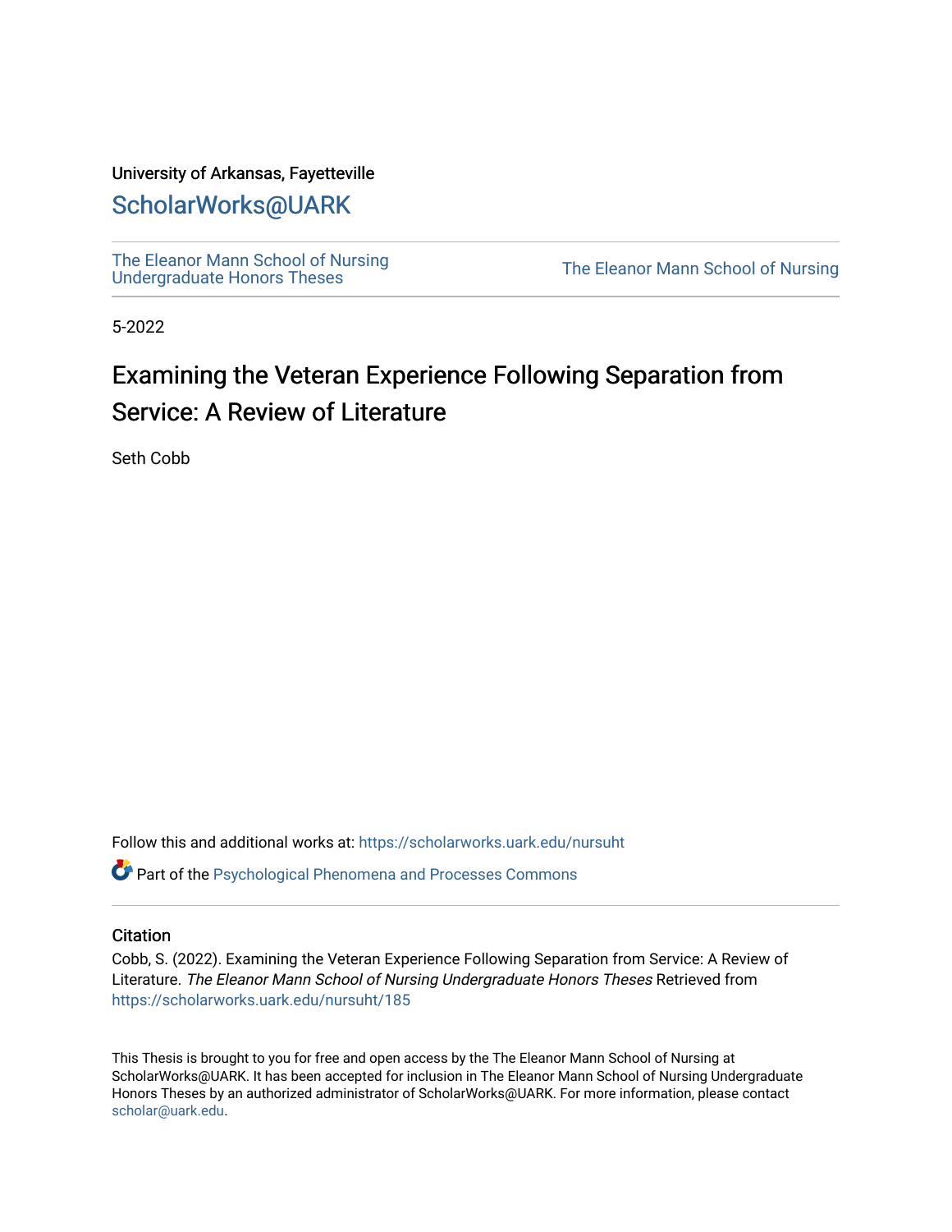University of Arkansas, Fayetteville

# ScholarWorks@UARK

The Eleanor Mann School of Nursing Undergraduate Honors Theses

The Eleanor Mann School of Nursing

5-2022

# Examining the Veteran Experience Following Separation from Service: A Review of Literature

Seth Cobb

Follow this and additional works at: https://scholarworks.uark.edu/nursuht

Part of the Psychological Phenomena and Processes Commons

## Citation

Cobb, S. (2022). Examining the Veteran Experience Following Separation from Service: A Review of Literature. *The Eleanor Mann School of Nursing Undergraduate Honors Theses* Retrieved from https://scholarworks.uark.edu/nursuht/185

This Thesis is brought to you for free and open access by the The Eleanor Mann School of Nursing at ScholarWorks@UARK. It has been accepted for inclusion in The Eleanor Mann School of Nursing Undergraduate Honors Theses by an authorized administrator of ScholarWorks@UARK. For more information, please contact scholar@uark.edu.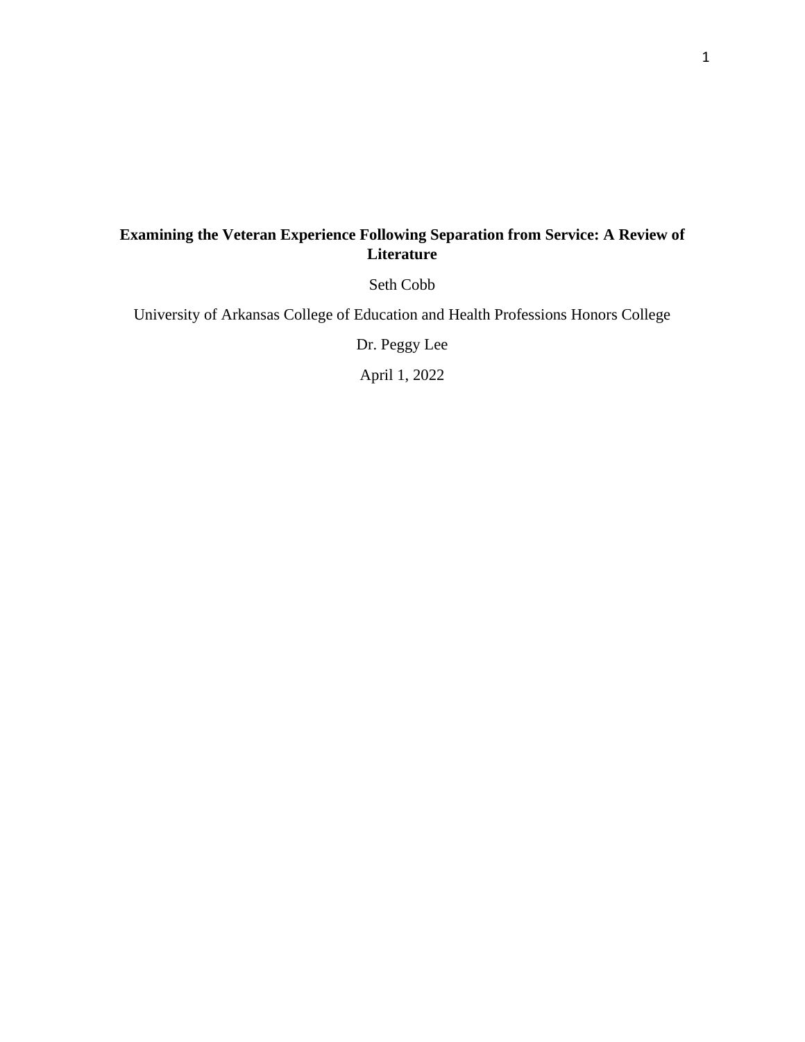**Examining the Veteran Experience Following Separation from Service: A Review of Literature**

Seth Cobb

University of Arkansas College of Education and Health Professions Honors College

Dr. Peggy Lee

April 1, 2022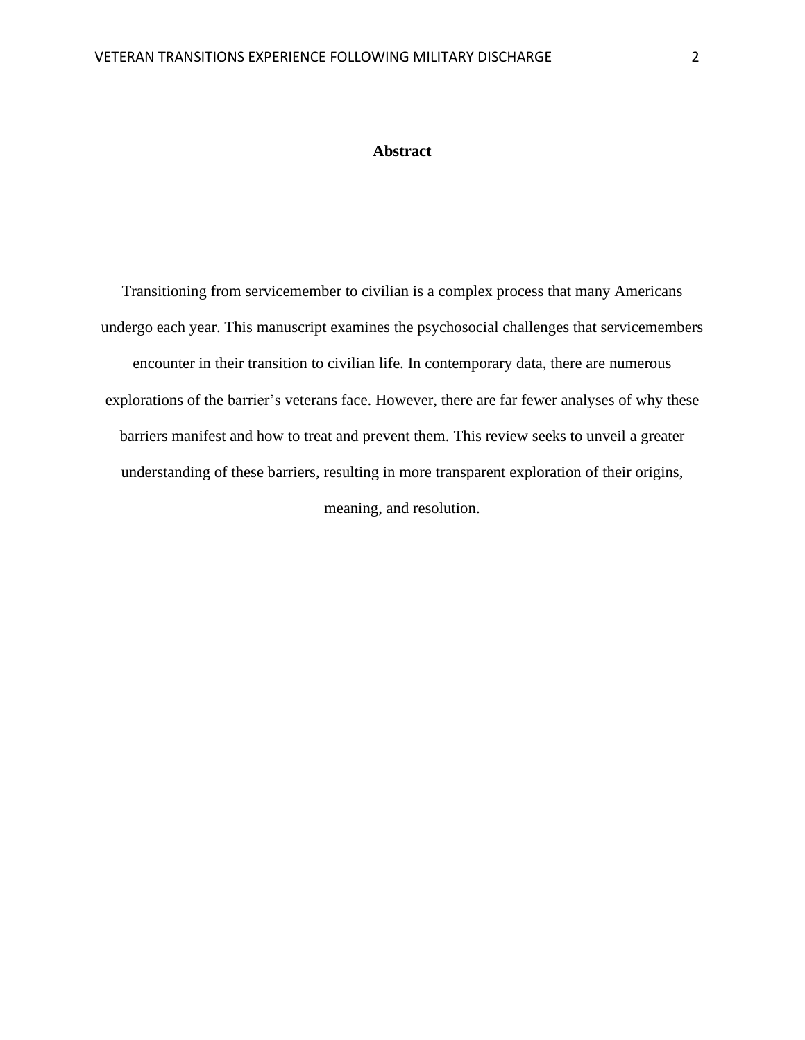# Abstract

Transitioning from servicemember to civilian is a complex process that many Americans undergo each year. This manuscript examines the psychosocial challenges that servicemembers encounter in their transition to civilian life. In contemporary data, there are numerous explorations of the barrier's veterans face. However, there are far fewer analyses of why these barriers manifest and how to treat and prevent them. This review seeks to unveil a greater understanding of these barriers, resulting in more transparent exploration of their origins, meaning, and resolution.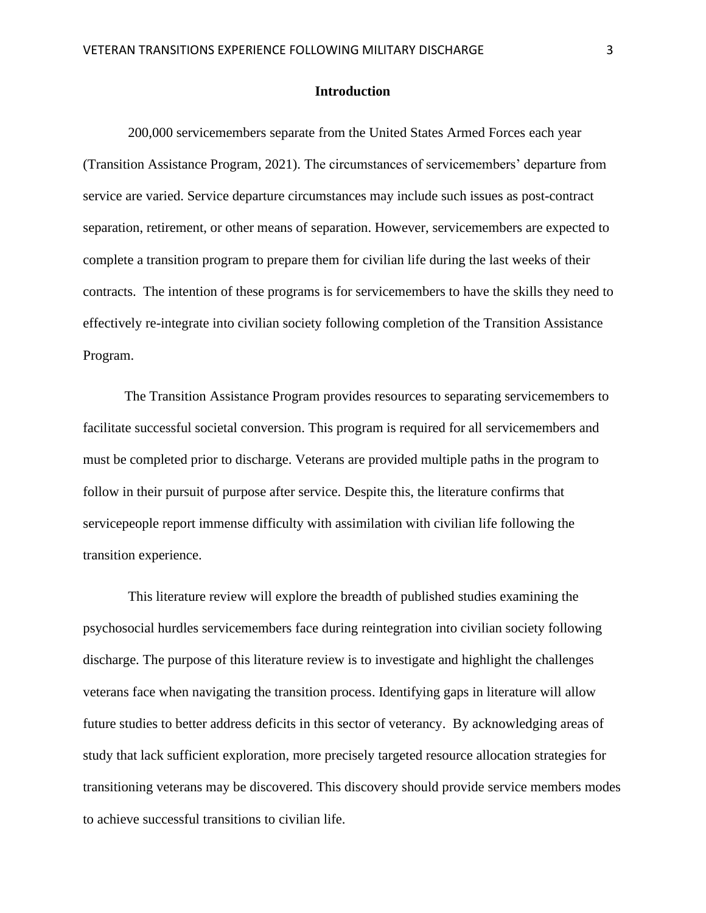## Introduction

200,000 servicemembers separate from the United States Armed Forces each year (Transition Assistance Program, 2021). The circumstances of servicemembers' departure from service are varied. Service departure circumstances may include such issues as post-contract separation, retirement, or other means of separation. However, servicemembers are expected to complete a transition program to prepare them for civilian life during the last weeks of their contracts. The intention of these programs is for servicemembers to have the skills they need to effectively re-integrate into civilian society following completion of the Transition Assistance Program.

The Transition Assistance Program provides resources to separating servicemembers to facilitate successful societal conversion. This program is required for all servicemembers and must be completed prior to discharge. Veterans are provided multiple paths in the program to follow in their pursuit of purpose after service. Despite this, the literature confirms that servicepeople report immense difficulty with assimilation with civilian life following the transition experience.

This literature review will explore the breadth of published studies examining the psychosocial hurdles servicemembers face during reintegration into civilian society following discharge. The purpose of this literature review is to investigate and highlight the challenges veterans face when navigating the transition process. Identifying gaps in literature will allow future studies to better address deficits in this sector of veterancy. By acknowledging areas of study that lack sufficient exploration, more precisely targeted resource allocation strategies for transitioning veterans may be discovered. This discovery should provide service members modes to achieve successful transitions to civilian life.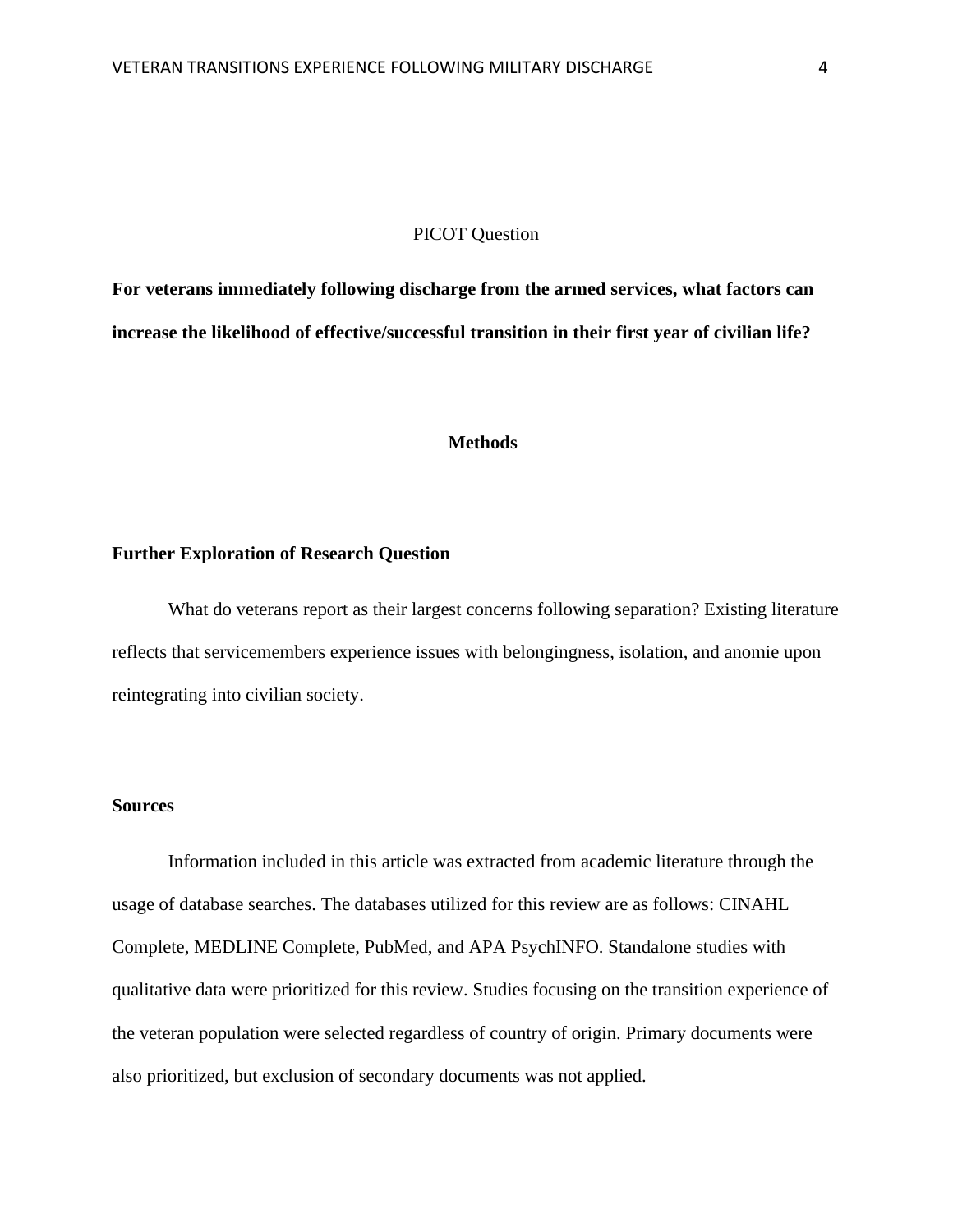## PICOT Question

**For veterans immediately following discharge from the armed services, what factors can increase the likelihood of effective/successful transition in their first year of civilian life?**

## Methods

### Further Exploration of Research Question

What do veterans report as their largest concerns following separation? Existing literature reflects that servicemembers experience issues with belongingness, isolation, and anomie upon reintegrating into civilian society.

### Sources

Information included in this article was extracted from academic literature through the usage of database searches. The databases utilized for this review are as follows: CINAHL Complete, MEDLINE Complete, PubMed, and APA PsychINFO. Standalone studies with qualitative data were prioritized for this review. Studies focusing on the transition experience of the veteran population were selected regardless of country of origin. Primary documents were also prioritized, but exclusion of secondary documents was not applied.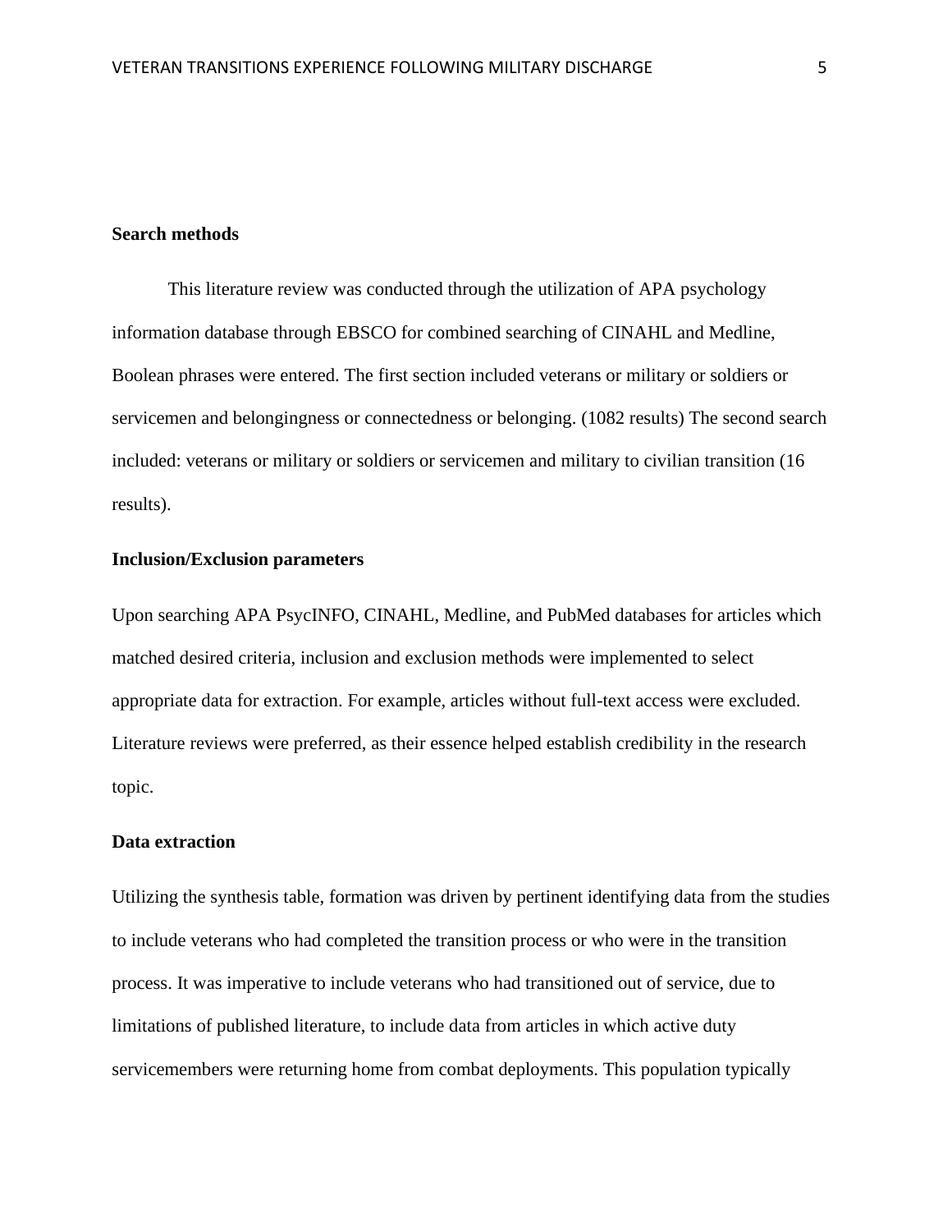**Search methods**

This literature review was conducted through the utilization of APA psychology information database through EBSCO for combined searching of CINAHL and Medline, Boolean phrases were entered. The first section included veterans or military or soldiers or servicemen and belongingness or connectedness or belonging. (1082 results) The second search included: veterans or military or soldiers or servicemen and military to civilian transition (16 results).

**Inclusion/Exclusion parameters**

Upon searching APA PsycINFO, CINAHL, Medline, and PubMed databases for articles which matched desired criteria, inclusion and exclusion methods were implemented to select appropriate data for extraction. For example, articles without full-text access were excluded. Literature reviews were preferred, as their essence helped establish credibility in the research topic.

**Data extraction**

Utilizing the synthesis table, formation was driven by pertinent identifying data from the studies to include veterans who had completed the transition process or who were in the transition process. It was imperative to include veterans who had transitioned out of service, due to limitations of published literature, to include data from articles in which active duty servicemembers were returning home from combat deployments. This population typically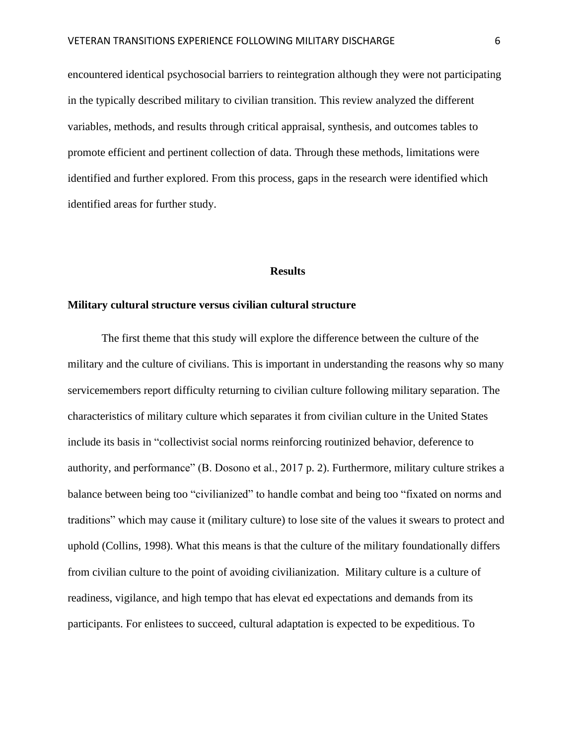encountered identical psychosocial barriers to reintegration although they were not participating in the typically described military to civilian transition. This review analyzed the different variables, methods, and results through critical appraisal, synthesis, and outcomes tables to promote efficient and pertinent collection of data. Through these methods, limitations were identified and further explored. From this process, gaps in the research were identified which identified areas for further study.

## Results

### Military cultural structure versus civilian cultural structure

The first theme that this study will explore the difference between the culture of the military and the culture of civilians. This is important in understanding the reasons why so many servicemembers report difficulty returning to civilian culture following military separation. The characteristics of military culture which separates it from civilian culture in the United States include its basis in "collectivist social norms reinforcing routinized behavior, deference to authority, and performance" (B. Dosono et al., 2017 p. 2). Furthermore, military culture strikes a balance between being too "civilianized" to handle combat and being too "fixated on norms and traditions" which may cause it (military culture) to lose site of the values it swears to protect and uphold (Collins, 1998). What this means is that the culture of the military foundationally differs from civilian culture to the point of avoiding civilianization. Military culture is a culture of readiness, vigilance, and high tempo that has elevat ed expectations and demands from its participants. For enlistees to succeed, cultural adaptation is expected to be expeditious. To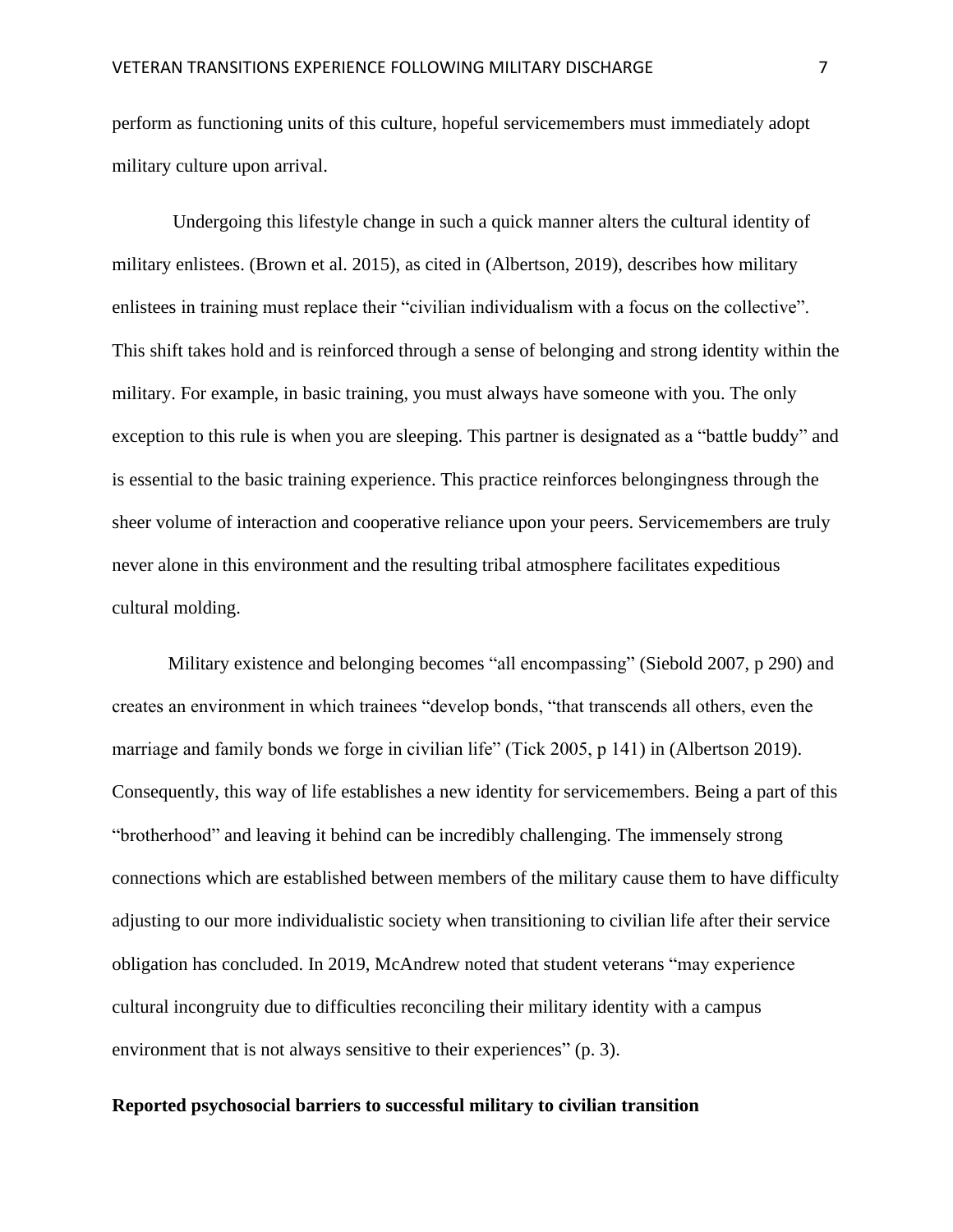perform as functioning units of this culture, hopeful servicemembers must immediately adopt military culture upon arrival.

Undergoing this lifestyle change in such a quick manner alters the cultural identity of military enlistees. (Brown et al. 2015), as cited in (Albertson, 2019), describes how military enlistees in training must replace their "civilian individualism with a focus on the collective". This shift takes hold and is reinforced through a sense of belonging and strong identity within the military. For example, in basic training, you must always have someone with you. The only exception to this rule is when you are sleeping. This partner is designated as a "battle buddy" and is essential to the basic training experience. This practice reinforces belongingness through the sheer volume of interaction and cooperative reliance upon your peers. Servicemembers are truly never alone in this environment and the resulting tribal atmosphere facilitates expeditious cultural molding.

Military existence and belonging becomes "all encompassing" (Siebold 2007, p 290) and creates an environment in which trainees "develop bonds, "that transcends all others, even the marriage and family bonds we forge in civilian life" (Tick 2005, p 141) in (Albertson 2019). Consequently, this way of life establishes a new identity for servicemembers. Being a part of this "brotherhood" and leaving it behind can be incredibly challenging. The immensely strong connections which are established between members of the military cause them to have difficulty adjusting to our more individualistic society when transitioning to civilian life after their service obligation has concluded. In 2019, McAndrew noted that student veterans "may experience cultural incongruity due to difficulties reconciling their military identity with a campus environment that is not always sensitive to their experiences" (p. 3).

**Reported psychosocial barriers to successful military to civilian transition**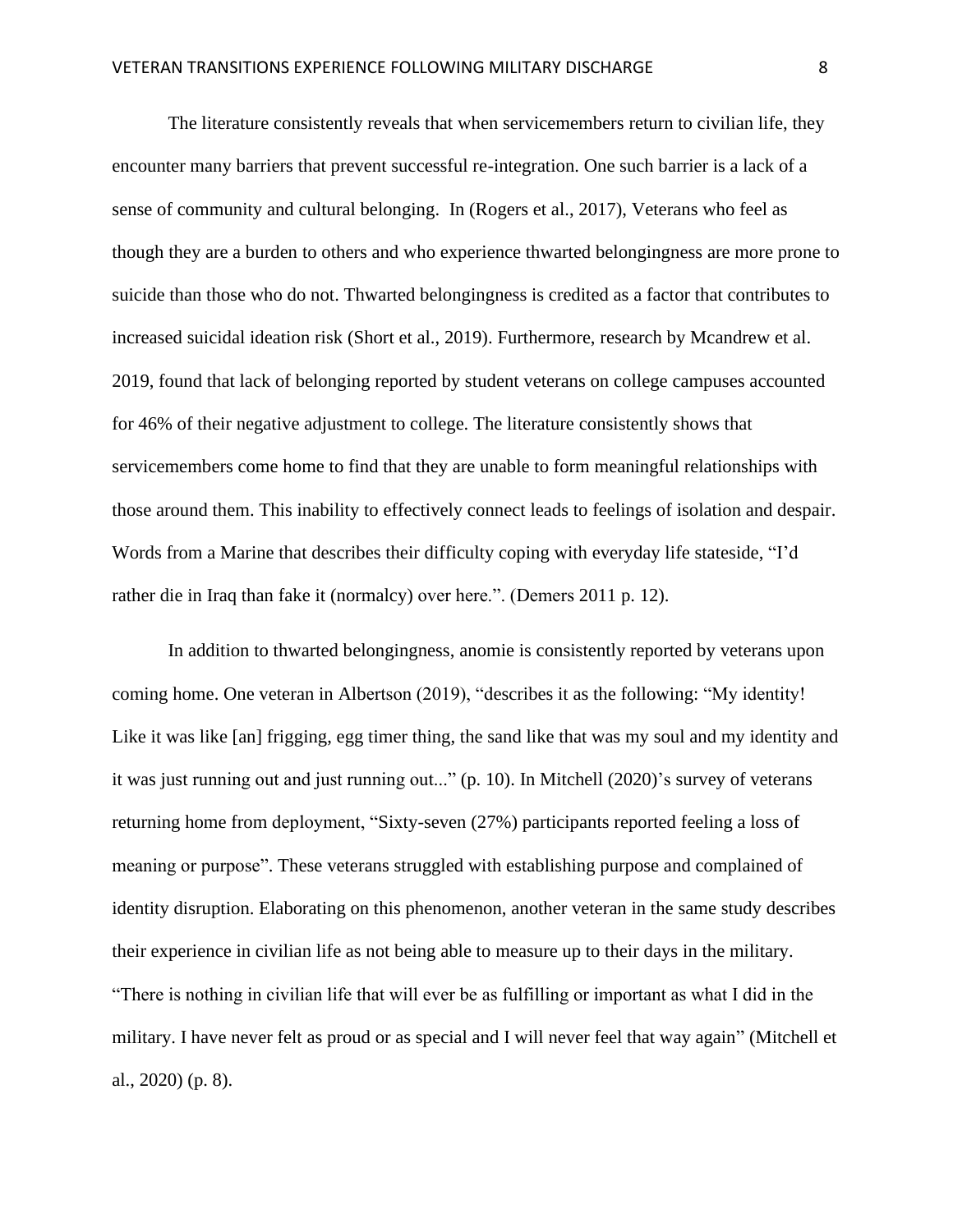The literature consistently reveals that when servicemembers return to civilian life, they encounter many barriers that prevent successful re-integration. One such barrier is a lack of a sense of community and cultural belonging.  In (Rogers et al., 2017), Veterans who feel as though they are a burden to others and who experience thwarted belongingness are more prone to suicide than those who do not. Thwarted belongingness is credited as a factor that contributes to increased suicidal ideation risk (Short et al., 2019). Furthermore, research by Mcandrew et al. 2019, found that lack of belonging reported by student veterans on college campuses accounted for 46% of their negative adjustment to college. The literature consistently shows that servicemembers come home to find that they are unable to form meaningful relationships with those around them. This inability to effectively connect leads to feelings of isolation and despair. Words from a Marine that describes their difficulty coping with everyday life stateside, "I'd rather die in Iraq than fake it (normalcy) over here.". (Demers 2011 p. 12).

In addition to thwarted belongingness, anomie is consistently reported by veterans upon coming home. One veteran in Albertson (2019), "describes it as the following: "My identity! Like it was like [an] frigging, egg timer thing, the sand like that was my soul and my identity and it was just running out and just running out..." (p. 10). In Mitchell (2020)'s survey of veterans returning home from deployment, "Sixty-seven (27%) participants reported feeling a loss of meaning or purpose". These veterans struggled with establishing purpose and complained of identity disruption. Elaborating on this phenomenon, another veteran in the same study describes their experience in civilian life as not being able to measure up to their days in the military. "There is nothing in civilian life that will ever be as fulfilling or important as what I did in the military. I have never felt as proud or as special and I will never feel that way again" (Mitchell et al., 2020) (p. 8).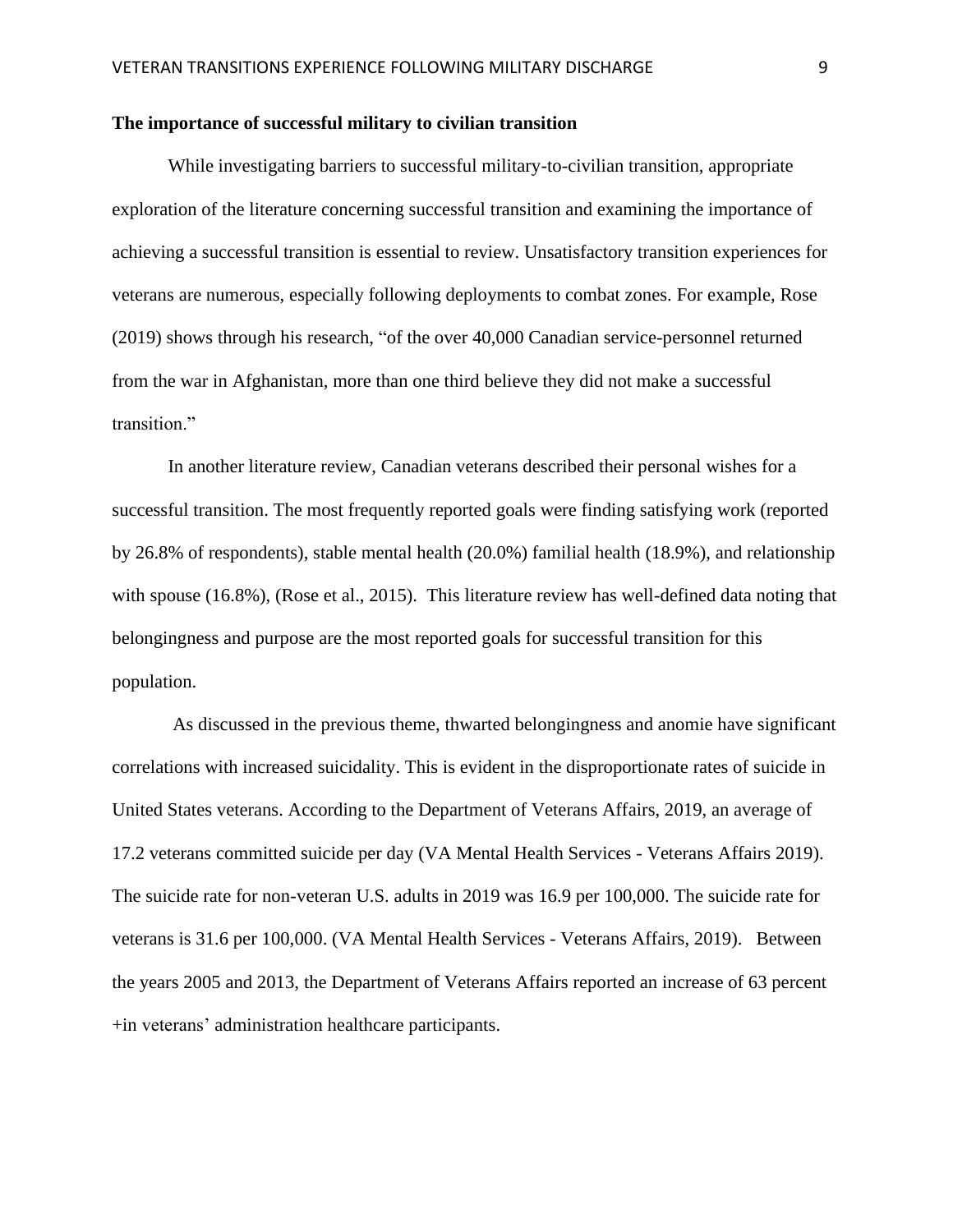**The importance of successful military to civilian transition**

While investigating barriers to successful military-to-civilian transition, appropriate exploration of the literature concerning successful transition and examining the importance of achieving a successful transition is essential to review. Unsatisfactory transition experiences for veterans are numerous, especially following deployments to combat zones. For example, Rose (2019) shows through his research, "of the over 40,000 Canadian service-personnel returned from the war in Afghanistan, more than one third believe they did not make a successful transition."

In another literature review, Canadian veterans described their personal wishes for a successful transition. The most frequently reported goals were finding satisfying work (reported by 26.8% of respondents), stable mental health (20.0%) familial health (18.9%), and relationship with spouse (16.8%), (Rose et al., 2015). This literature review has well-defined data noting that belongingness and purpose are the most reported goals for successful transition for this population.

As discussed in the previous theme, thwarted belongingness and anomie have significant correlations with increased suicidality. This is evident in the disproportionate rates of suicide in United States veterans. According to the Department of Veterans Affairs, 2019, an average of 17.2 veterans committed suicide per day (VA Mental Health Services - Veterans Affairs 2019). The suicide rate for non-veteran U.S. adults in 2019 was 16.9 per 100,000. The suicide rate for veterans is 31.6 per 100,000. (VA Mental Health Services - Veterans Affairs, 2019). Between the years 2005 and 2013, the Department of Veterans Affairs reported an increase of 63 percent +in veterans' administration healthcare participants.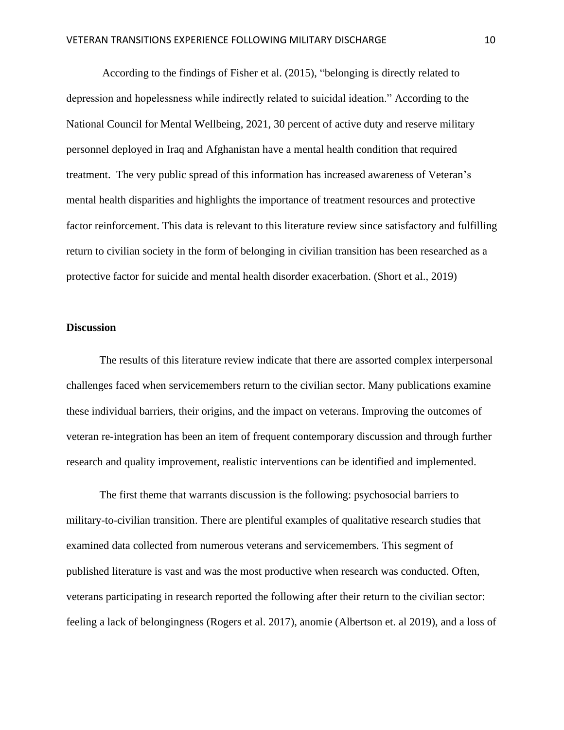According to the findings of Fisher et al. (2015), "belonging is directly related to depression and hopelessness while indirectly related to suicidal ideation." According to the National Council for Mental Wellbeing, 2021, 30 percent of active duty and reserve military personnel deployed in Iraq and Afghanistan have a mental health condition that required treatment. The very public spread of this information has increased awareness of Veteran's mental health disparities and highlights the importance of treatment resources and protective factor reinforcement. This data is relevant to this literature review since satisfactory and fulfilling return to civilian society in the form of belonging in civilian transition has been researched as a protective factor for suicide and mental health disorder exacerbation. (Short et al., 2019)

**Discussion**

The results of this literature review indicate that there are assorted complex interpersonal challenges faced when servicemembers return to the civilian sector. Many publications examine these individual barriers, their origins, and the impact on veterans. Improving the outcomes of veteran re-integration has been an item of frequent contemporary discussion and through further research and quality improvement, realistic interventions can be identified and implemented.

The first theme that warrants discussion is the following: psychosocial barriers to military-to-civilian transition. There are plentiful examples of qualitative research studies that examined data collected from numerous veterans and servicemembers. This segment of published literature is vast and was the most productive when research was conducted. Often, veterans participating in research reported the following after their return to the civilian sector: feeling a lack of belongingness (Rogers et al. 2017), anomie (Albertson et. al 2019), and a loss of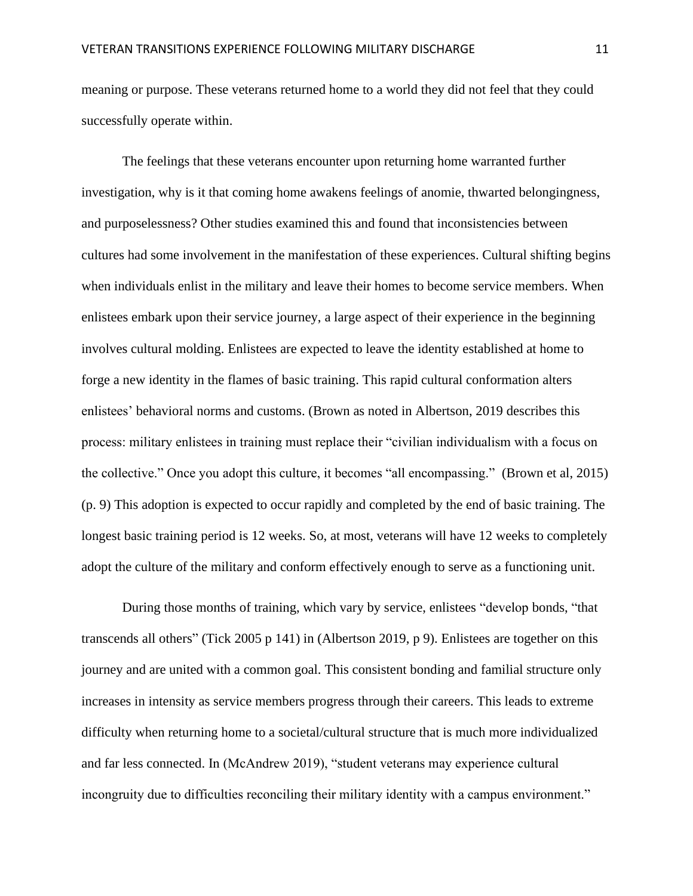meaning or purpose. These veterans returned home to a world they did not feel that they could successfully operate within.

The feelings that these veterans encounter upon returning home warranted further investigation, why is it that coming home awakens feelings of anomie, thwarted belongingness, and purposelessness? Other studies examined this and found that inconsistencies between cultures had some involvement in the manifestation of these experiences. Cultural shifting begins when individuals enlist in the military and leave their homes to become service members. When enlistees embark upon their service journey, a large aspect of their experience in the beginning involves cultural molding. Enlistees are expected to leave the identity established at home to forge a new identity in the flames of basic training. This rapid cultural conformation alters enlistees' behavioral norms and customs. (Brown as noted in Albertson, 2019 describes this process: military enlistees in training must replace their "civilian individualism with a focus on the collective." Once you adopt this culture, it becomes "all encompassing." (Brown et al, 2015) (p. 9) This adoption is expected to occur rapidly and completed by the end of basic training. The longest basic training period is 12 weeks. So, at most, veterans will have 12 weeks to completely adopt the culture of the military and conform effectively enough to serve as a functioning unit.

During those months of training, which vary by service, enlistees "develop bonds, "that transcends all others" (Tick 2005 p 141) in (Albertson 2019, p 9). Enlistees are together on this journey and are united with a common goal. This consistent bonding and familial structure only increases in intensity as service members progress through their careers. This leads to extreme difficulty when returning home to a societal/cultural structure that is much more individualized and far less connected. In (McAndrew 2019), "student veterans may experience cultural incongruity due to difficulties reconciling their military identity with a campus environment."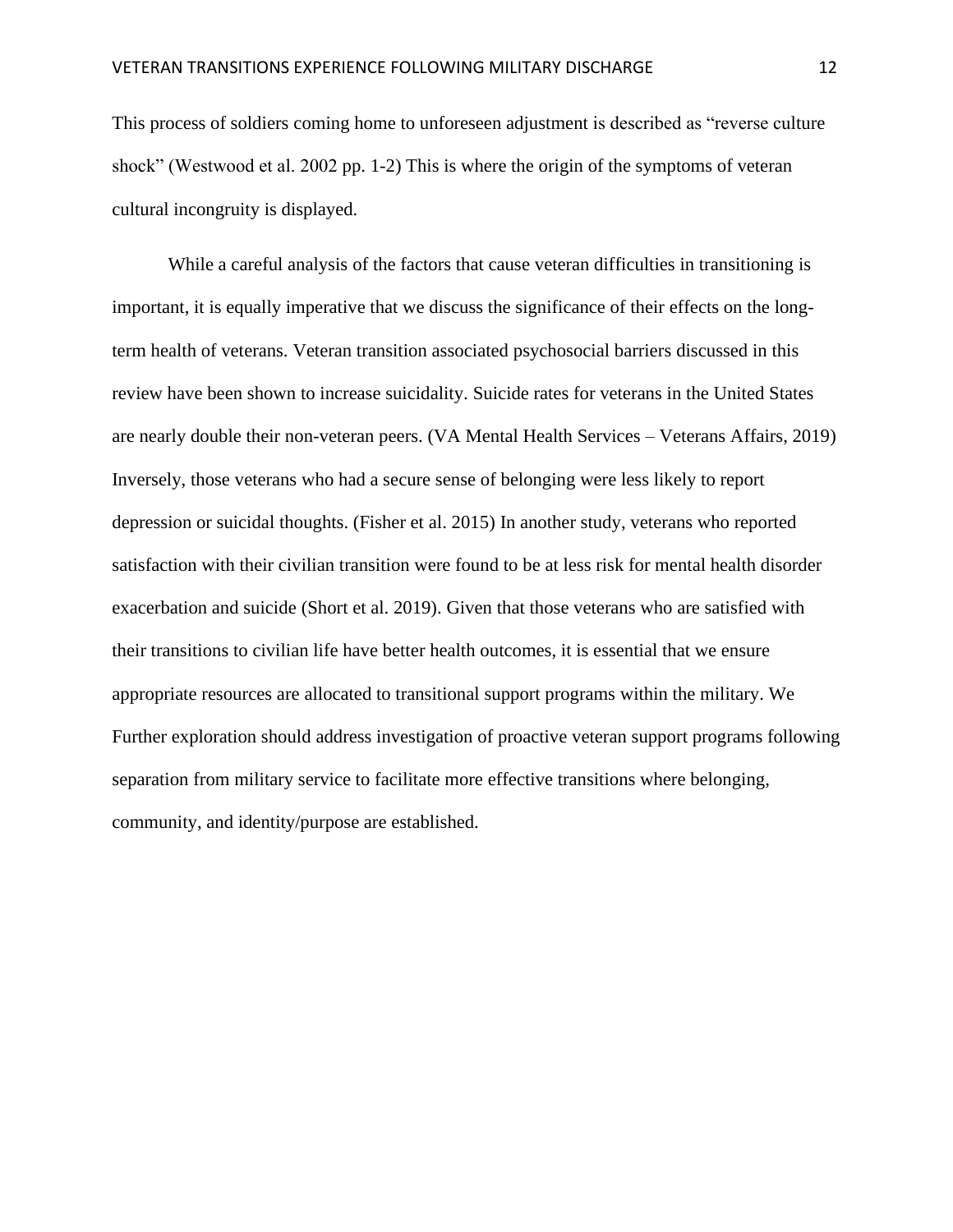This process of soldiers coming home to unforeseen adjustment is described as “reverse culture shock” (Westwood et al. 2002 pp. 1-2) This is where the origin of the symptoms of veteran cultural incongruity is displayed.

While a careful analysis of the factors that cause veteran difficulties in transitioning is important, it is equally imperative that we discuss the significance of their effects on the long-term health of veterans. Veteran transition associated psychosocial barriers discussed in this review have been shown to increase suicidality. Suicide rates for veterans in the United States are nearly double their non-veteran peers. (VA Mental Health Services – Veterans Affairs, 2019) Inversely, those veterans who had a secure sense of belonging were less likely to report depression or suicidal thoughts. (Fisher et al. 2015) In another study, veterans who reported satisfaction with their civilian transition were found to be at less risk for mental health disorder exacerbation and suicide (Short et al. 2019). Given that those veterans who are satisfied with their transitions to civilian life have better health outcomes, it is essential that we ensure appropriate resources are allocated to transitional support programs within the military. We Further exploration should address investigation of proactive veteran support programs following separation from military service to facilitate more effective transitions where belonging, community, and identity/purpose are established.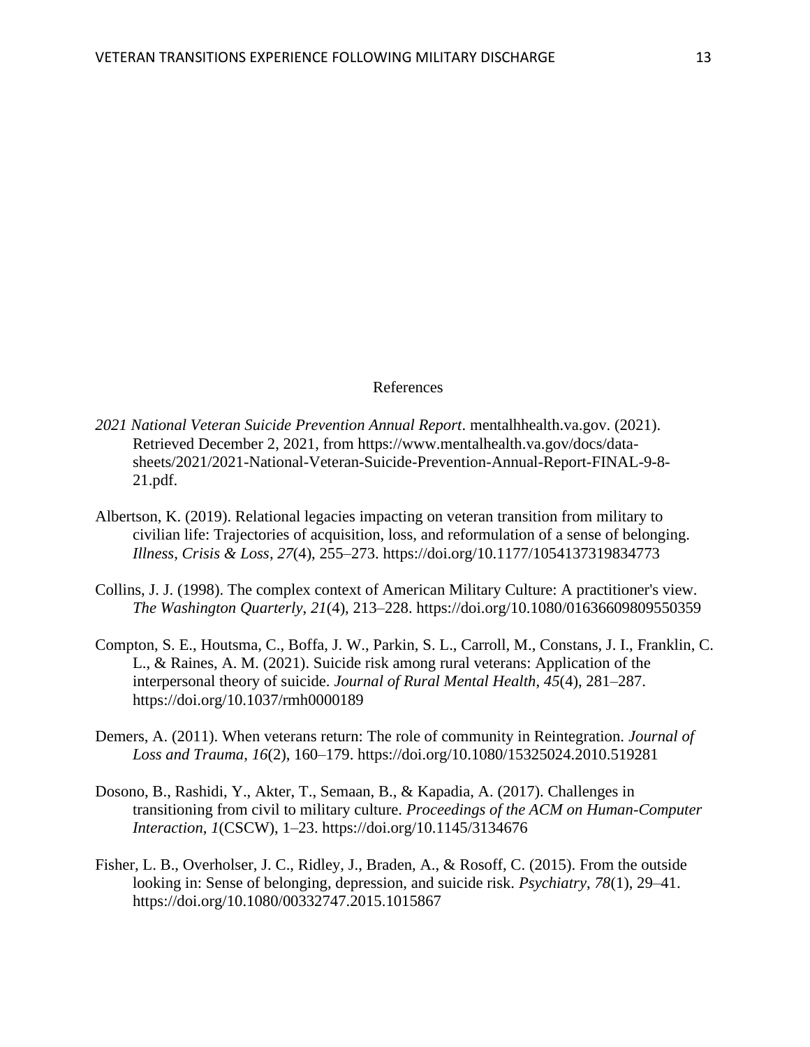# References

*2021 National Veteran Suicide Prevention Annual Report*. mentalhhealth.va.gov. (2021). Retrieved December 2, 2021, from https://www.mentalhealth.va.gov/docs/data-sheets/2021/2021-National-Veteran-Suicide-Prevention-Annual-Report-FINAL-9-8-21.pdf.

Albertson, K. (2019). Relational legacies impacting on veteran transition from military to civilian life: Trajectories of acquisition, loss, and reformulation of a sense of belonging. *Illness, Crisis & Loss*, *27*(4), 255–273. https://doi.org/10.1177/1054137319834773

Collins, J. J. (1998). The complex context of American Military Culture: A practitioner's view. *The Washington Quarterly*, *21*(4), 213–228. https://doi.org/10.1080/01636609809550359

Compton, S. E., Houtsma, C., Boffa, J. W., Parkin, S. L., Carroll, M., Constans, J. I., Franklin, C. L., & Raines, A. M. (2021). Suicide risk among rural veterans: Application of the interpersonal theory of suicide. *Journal of Rural Mental Health*, *45*(4), 281–287. https://doi.org/10.1037/rmh0000189

Demers, A. (2011). When veterans return: The role of community in Reintegration. *Journal of Loss and Trauma*, *16*(2), 160–179. https://doi.org/10.1080/15325024.2010.519281

Dosono, B., Rashidi, Y., Akter, T., Semaan, B., & Kapadia, A. (2017). Challenges in transitioning from civil to military culture. *Proceedings of the ACM on Human-Computer Interaction*, *1*(CSCW), 1–23. https://doi.org/10.1145/3134676

Fisher, L. B., Overholser, J. C., Ridley, J., Braden, A., & Rosoff, C. (2015). From the outside looking in: Sense of belonging, depression, and suicide risk. *Psychiatry*, *78*(1), 29–41. https://doi.org/10.1080/00332747.2015.1015867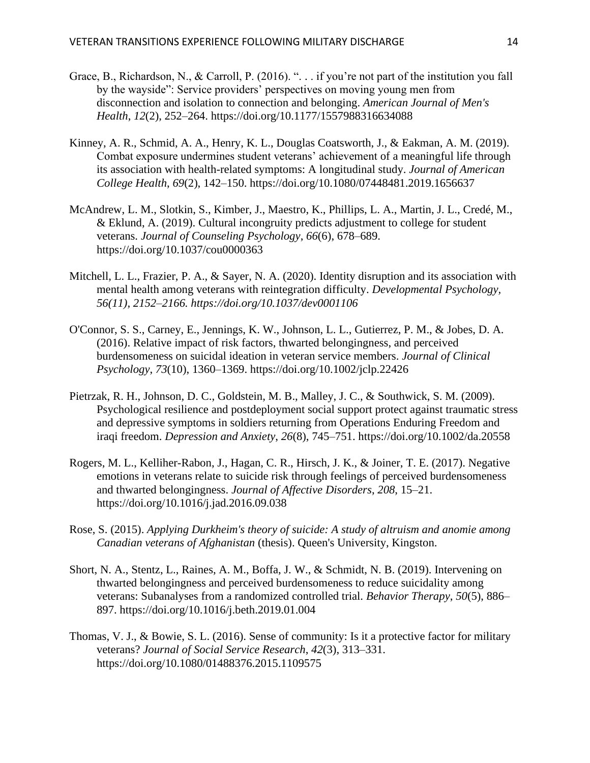Grace, B., Richardson, N., & Carroll, P. (2016). ". . . if you're not part of the institution you fall by the wayside": Service providers' perspectives on moving young men from disconnection and isolation to connection and belonging. *American Journal of Men's Health*, *12*(2), 252–264. https://doi.org/10.1177/1557988316634088

Kinney, A. R., Schmid, A. A., Henry, K. L., Douglas Coatsworth, J., & Eakman, A. M. (2019). Combat exposure undermines student veterans' achievement of a meaningful life through its association with health-related symptoms: A longitudinal study. *Journal of American College Health*, *69*(2), 142–150. https://doi.org/10.1080/07448481.2019.1656637

McAndrew, L. M., Slotkin, S., Kimber, J., Maestro, K., Phillips, L. A., Martin, J. L., Credé, M., & Eklund, A. (2019). Cultural incongruity predicts adjustment to college for student veterans. *Journal of Counseling Psychology*, *66*(6), 678–689. https://doi.org/10.1037/cou0000363

Mitchell, L. L., Frazier, P. A., & Sayer, N. A. (2020). Identity disruption and its association with mental health among veterans with reintegration difficulty. *Developmental Psychology, 56(11), 2152–2166. https://doi.org/10.1037/dev0001106*

O'Connor, S. S., Carney, E., Jennings, K. W., Johnson, L. L., Gutierrez, P. M., & Jobes, D. A. (2016). Relative impact of risk factors, thwarted belongingness, and perceived burdensomeness on suicidal ideation in veteran service members. *Journal of Clinical Psychology*, *73*(10), 1360–1369. https://doi.org/10.1002/jclp.22426

Pietrzak, R. H., Johnson, D. C., Goldstein, M. B., Malley, J. C., & Southwick, S. M. (2009). Psychological resilience and postdeployment social support protect against traumatic stress and depressive symptoms in soldiers returning from Operations Enduring Freedom and iraqi freedom. *Depression and Anxiety*, *26*(8), 745–751. https://doi.org/10.1002/da.20558

Rogers, M. L., Kelliher-Rabon, J., Hagan, C. R., Hirsch, J. K., & Joiner, T. E. (2017). Negative emotions in veterans relate to suicide risk through feelings of perceived burdensomeness and thwarted belongingness. *Journal of Affective Disorders*, *208*, 15–21. https://doi.org/10.1016/j.jad.2016.09.038

Rose, S. (2015). *Applying Durkheim's theory of suicide: A study of altruism and anomie among Canadian veterans of Afghanistan* (thesis). Queen's University, Kingston.

Short, N. A., Stentz, L., Raines, A. M., Boffa, J. W., & Schmidt, N. B. (2019). Intervening on thwarted belongingness and perceived burdensomeness to reduce suicidality among veterans: Subanalyses from a randomized controlled trial. *Behavior Therapy*, *50*(5), 886–897. https://doi.org/10.1016/j.beth.2019.01.004

Thomas, V. J., & Bowie, S. L. (2016). Sense of community: Is it a protective factor for military veterans? *Journal of Social Service Research*, *42*(3), 313–331. https://doi.org/10.1080/01488376.2015.1109575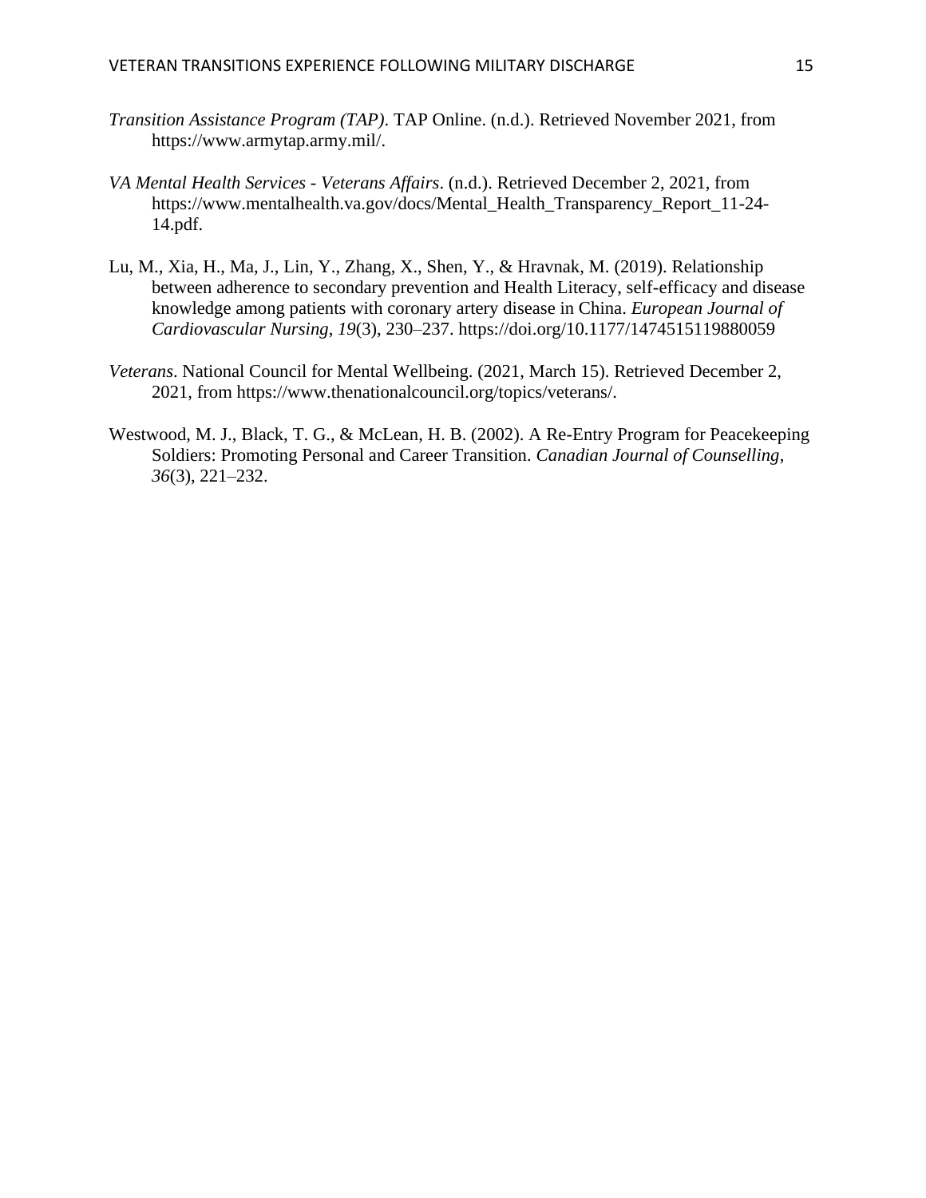*Transition Assistance Program (TAP)*. TAP Online. (n.d.). Retrieved November 2021, from https://www.armytap.army.mil/.

*VA Mental Health Services - Veterans Affairs*. (n.d.). Retrieved December 2, 2021, from https://www.mentalhealth.va.gov/docs/Mental_Health_Transparency_Report_11-24-14.pdf.

Lu, M., Xia, H., Ma, J., Lin, Y., Zhang, X., Shen, Y., & Hravnak, M. (2019). Relationship between adherence to secondary prevention and Health Literacy, self-efficacy and disease knowledge among patients with coronary artery disease in China. *European Journal of Cardiovascular Nursing*, *19*(3), 230–237. https://doi.org/10.1177/1474515119880059

*Veterans*. National Council for Mental Wellbeing. (2021, March 15). Retrieved December 2, 2021, from https://www.thenationalcouncil.org/topics/veterans/.

Westwood, M. J., Black, T. G., & McLean, H. B. (2002). A Re-Entry Program for Peacekeeping Soldiers: Promoting Personal and Career Transition. *Canadian Journal of Counselling*, *36*(3), 221–232.